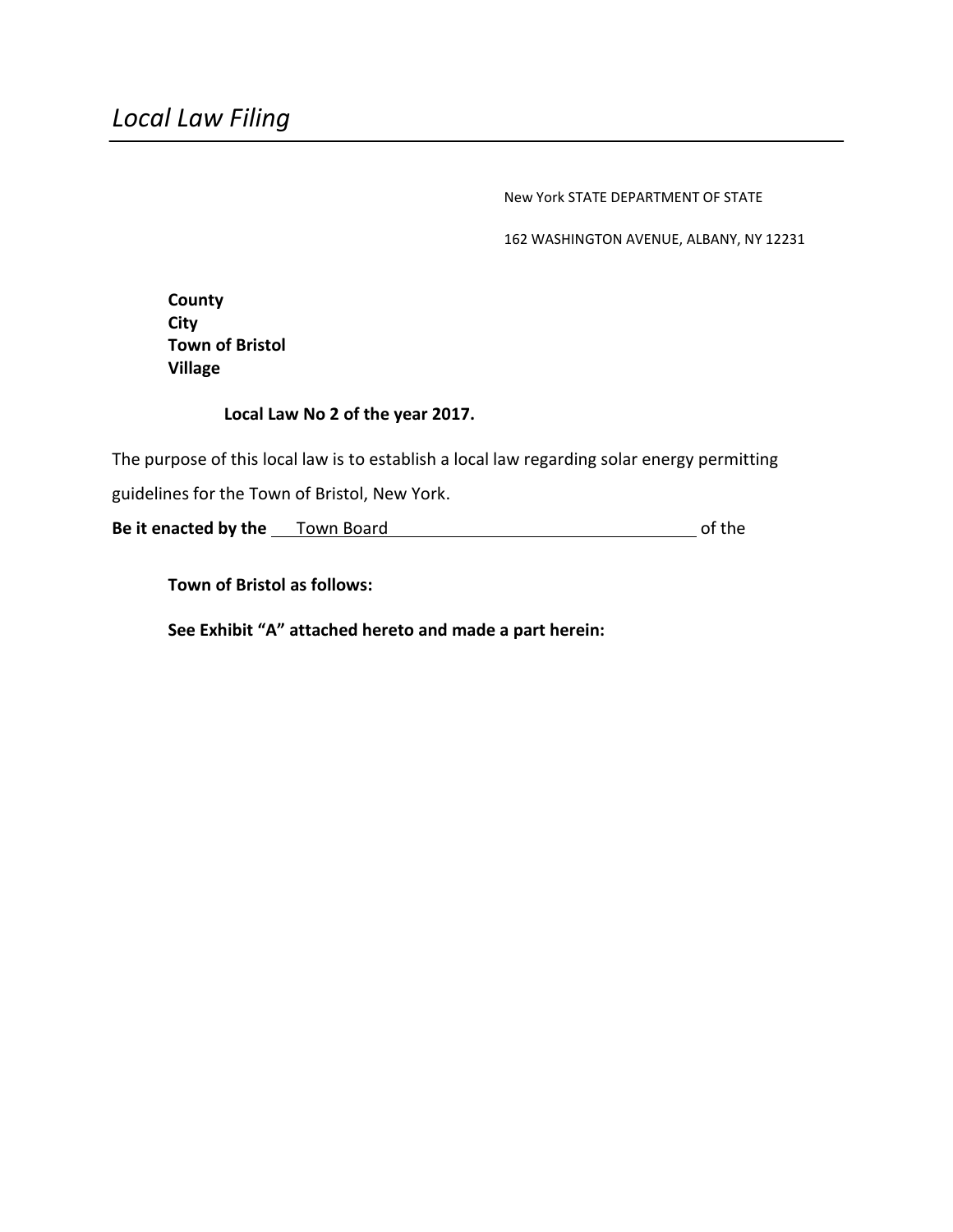# *Local Law Filing*

New York STATE DEPARTMENT OF STATE

162 WASHINGTON AVENUE, ALBANY, NY 12231

**County**
**City**
**Town of Bristol**
**Village**

**Local Law No 2 of the year 2017.**

The purpose of this local law is to establish a local law regarding solar energy permitting guidelines for the Town of Bristol, New York.

**Be it enacted by the** Town Board of the

**Town of Bristol as follows:**

**See Exhibit "A" attached hereto and made a part herein:**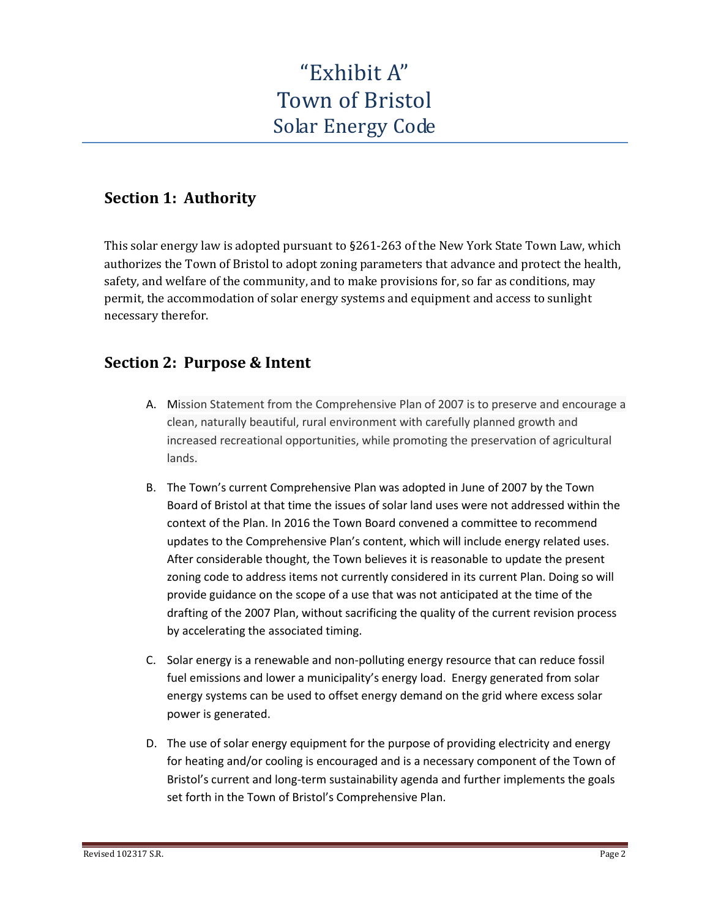# "Exhibit A"
# Town of Bristol
## Solar Energy Code

## Section 1: Authority

This solar energy law is adopted pursuant to §261-263 of the New York State Town Law, which authorizes the Town of Bristol to adopt zoning parameters that advance and protect the health, safety, and welfare of the community, and to make provisions for, so far as conditions, may permit, the accommodation of solar energy systems and equipment and access to sunlight necessary therefor.

## Section 2: Purpose & Intent

A. Mission Statement from the Comprehensive Plan of 2007 is to preserve and encourage a clean, naturally beautiful, rural environment with carefully planned growth and increased recreational opportunities, while promoting the preservation of agricultural lands.

B. The Town's current Comprehensive Plan was adopted in June of 2007 by the Town Board of Bristol at that time the issues of solar land uses were not addressed within the context of the Plan. In 2016 the Town Board convened a committee to recommend updates to the Comprehensive Plan's content, which will include energy related uses. After considerable thought, the Town believes it is reasonable to update the present zoning code to address items not currently considered in its current Plan. Doing so will provide guidance on the scope of a use that was not anticipated at the time of the drafting of the 2007 Plan, without sacrificing the quality of the current revision process by accelerating the associated timing.

C. Solar energy is a renewable and non-polluting energy resource that can reduce fossil fuel emissions and lower a municipality's energy load. Energy generated from solar energy systems can be used to offset energy demand on the grid where excess solar power is generated.

D. The use of solar energy equipment for the purpose of providing electricity and energy for heating and/or cooling is encouraged and is a necessary component of the Town of Bristol's current and long-term sustainability agenda and further implements the goals set forth in the Town of Bristol's Comprehensive Plan.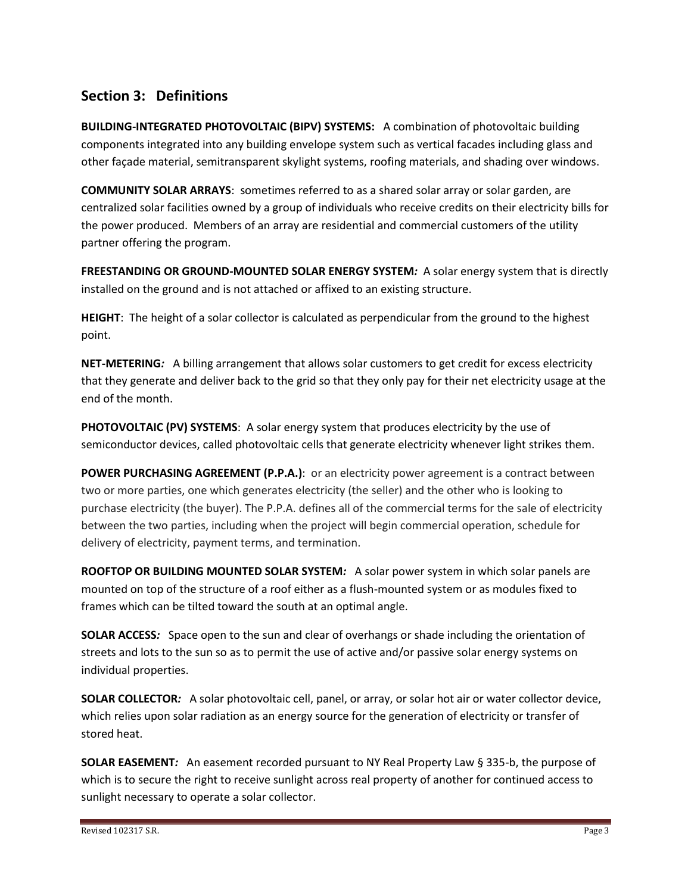## Section 3: Definitions

**BUILDING-INTEGRATED PHOTOVOLTAIC (BIPV) SYSTEMS:** A combination of photovoltaic building components integrated into any building envelope system such as vertical facades including glass and other façade material, semitransparent skylight systems, roofing materials, and shading over windows.

**COMMUNITY SOLAR ARRAYS**: sometimes referred to as a shared solar array or solar garden, are centralized solar facilities owned by a group of individuals who receive credits on their electricity bills for the power produced. Members of an array are residential and commercial customers of the utility partner offering the program.

**FREESTANDING OR GROUND-MOUNTED SOLAR ENERGY SYSTEM***:* A solar energy system that is directly installed on the ground and is not attached or affixed to an existing structure.

**HEIGHT**: The height of a solar collector is calculated as perpendicular from the ground to the highest point.

**NET-METERING***:* A billing arrangement that allows solar customers to get credit for excess electricity that they generate and deliver back to the grid so that they only pay for their net electricity usage at the end of the month.

**PHOTOVOLTAIC (PV) SYSTEMS**: A solar energy system that produces electricity by the use of semiconductor devices, called photovoltaic cells that generate electricity whenever light strikes them.

**POWER PURCHASING AGREEMENT (P.P.A.)**: or an electricity power agreement is a contract between two or more parties, one which generates electricity (the seller) and the other who is looking to purchase electricity (the buyer). The P.P.A. defines all of the commercial terms for the sale of electricity between the two parties, including when the project will begin commercial operation, schedule for delivery of electricity, payment terms, and termination.

**ROOFTOP OR BUILDING MOUNTED SOLAR SYSTEM***:* A solar power system in which solar panels are mounted on top of the structure of a roof either as a flush-mounted system or as modules fixed to frames which can be tilted toward the south at an optimal angle.

**SOLAR ACCESS***:* Space open to the sun and clear of overhangs or shade including the orientation of streets and lots to the sun so as to permit the use of active and/or passive solar energy systems on individual properties.

**SOLAR COLLECTOR***:* A solar photovoltaic cell, panel, or array, or solar hot air or water collector device, which relies upon solar radiation as an energy source for the generation of electricity or transfer of stored heat.

**SOLAR EASEMENT***:* An easement recorded pursuant to NY Real Property Law § 335-b, the purpose of which is to secure the right to receive sunlight across real property of another for continued access to sunlight necessary to operate a solar collector.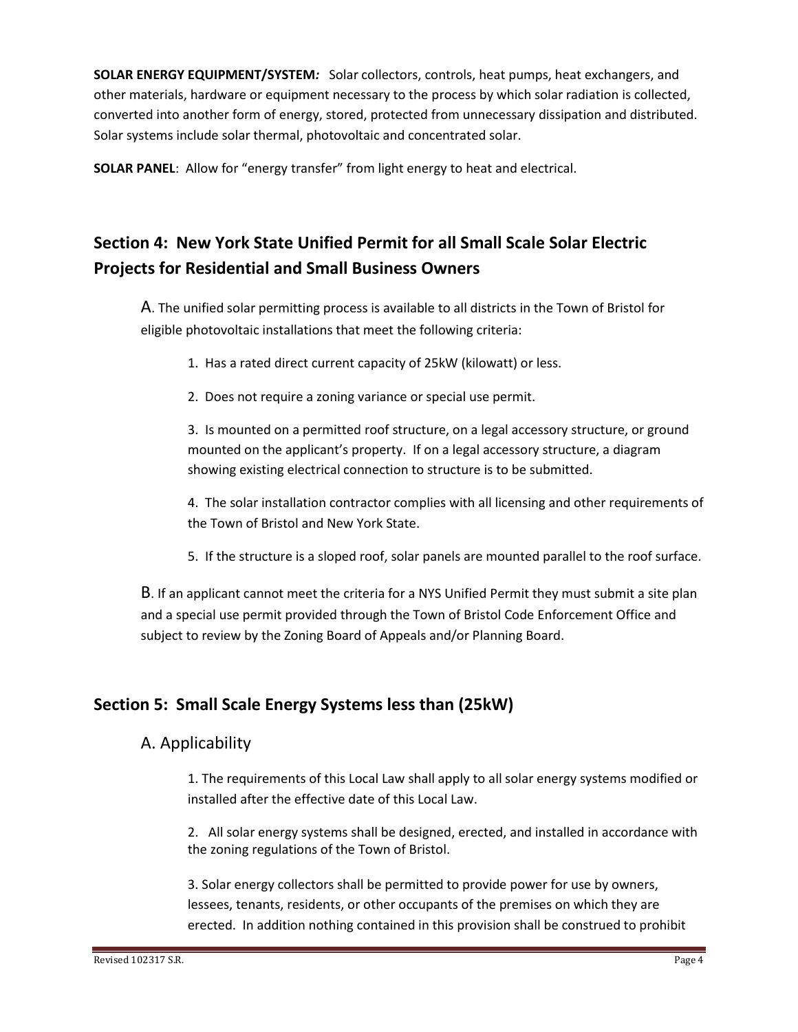**SOLAR ENERGY EQUIPMENT/SYSTEM***:* Solar collectors, controls, heat pumps, heat exchangers, and other materials, hardware or equipment necessary to the process by which solar radiation is collected, converted into another form of energy, stored, protected from unnecessary dissipation and distributed. Solar systems include solar thermal, photovoltaic and concentrated solar.

**SOLAR PANEL**: Allow for "energy transfer" from light energy to heat and electrical.

## Section 4: New York State Unified Permit for all Small Scale Solar Electric Projects for Residential and Small Business Owners

A. The unified solar permitting process is available to all districts in the Town of Bristol for eligible photovoltaic installations that meet the following criteria:

1. Has a rated direct current capacity of 25kW (kilowatt) or less.
2. Does not require a zoning variance or special use permit.
3. Is mounted on a permitted roof structure, on a legal accessory structure, or ground mounted on the applicant's property. If on a legal accessory structure, a diagram showing existing electrical connection to structure is to be submitted.
4. The solar installation contractor complies with all licensing and other requirements of the Town of Bristol and New York State.
5. If the structure is a sloped roof, solar panels are mounted parallel to the roof surface.

B. If an applicant cannot meet the criteria for a NYS Unified Permit they must submit a site plan and a special use permit provided through the Town of Bristol Code Enforcement Office and subject to review by the Zoning Board of Appeals and/or Planning Board.

## Section 5: Small Scale Energy Systems less than (25kW)

### A. Applicability

1. The requirements of this Local Law shall apply to all solar energy systems modified or installed after the effective date of this Local Law.
2. All solar energy systems shall be designed, erected, and installed in accordance with the zoning regulations of the Town of Bristol.
3. Solar energy collectors shall be permitted to provide power for use by owners, lessees, tenants, residents, or other occupants of the premises on which they are erected. In addition nothing contained in this provision shall be construed to prohibit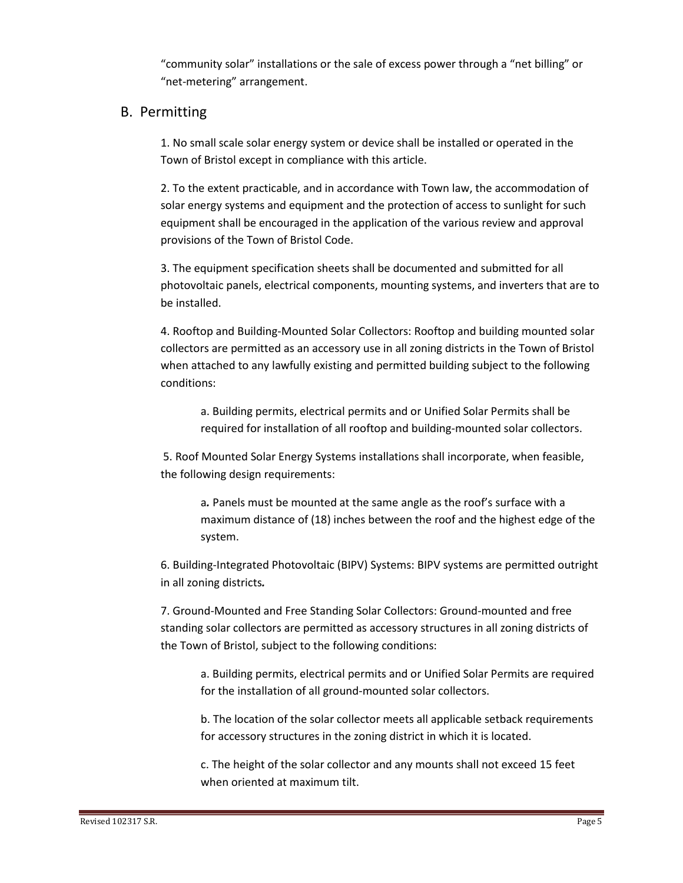"community solar" installations or the sale of excess power through a "net billing" or "net-metering" arrangement.

## B. Permitting

1. No small scale solar energy system or device shall be installed or operated in the Town of Bristol except in compliance with this article.

2. To the extent practicable, and in accordance with Town law, the accommodation of solar energy systems and equipment and the protection of access to sunlight for such equipment shall be encouraged in the application of the various review and approval provisions of the Town of Bristol Code.

3. The equipment specification sheets shall be documented and submitted for all photovoltaic panels, electrical components, mounting systems, and inverters that are to be installed.

4. Rooftop and Building-Mounted Solar Collectors: Rooftop and building mounted solar collectors are permitted as an accessory use in all zoning districts in the Town of Bristol when attached to any lawfully existing and permitted building subject to the following conditions:

   a. Building permits, electrical permits and or Unified Solar Permits shall be required for installation of all rooftop and building-mounted solar collectors.

5. Roof Mounted Solar Energy Systems installations shall incorporate, when feasible, the following design requirements:

   a*.* Panels must be mounted at the same angle as the roof's surface with a maximum distance of (18) inches between the roof and the highest edge of the system.

6. Building-Integrated Photovoltaic (BIPV) Systems: BIPV systems are permitted outright in all zoning districts*.*

7. Ground-Mounted and Free Standing Solar Collectors: Ground-mounted and free standing solar collectors are permitted as accessory structures in all zoning districts of the Town of Bristol, subject to the following conditions:

   a. Building permits, electrical permits and or Unified Solar Permits are required for the installation of all ground-mounted solar collectors.

   b. The location of the solar collector meets all applicable setback requirements for accessory structures in the zoning district in which it is located.

   c. The height of the solar collector and any mounts shall not exceed 15 feet when oriented at maximum tilt.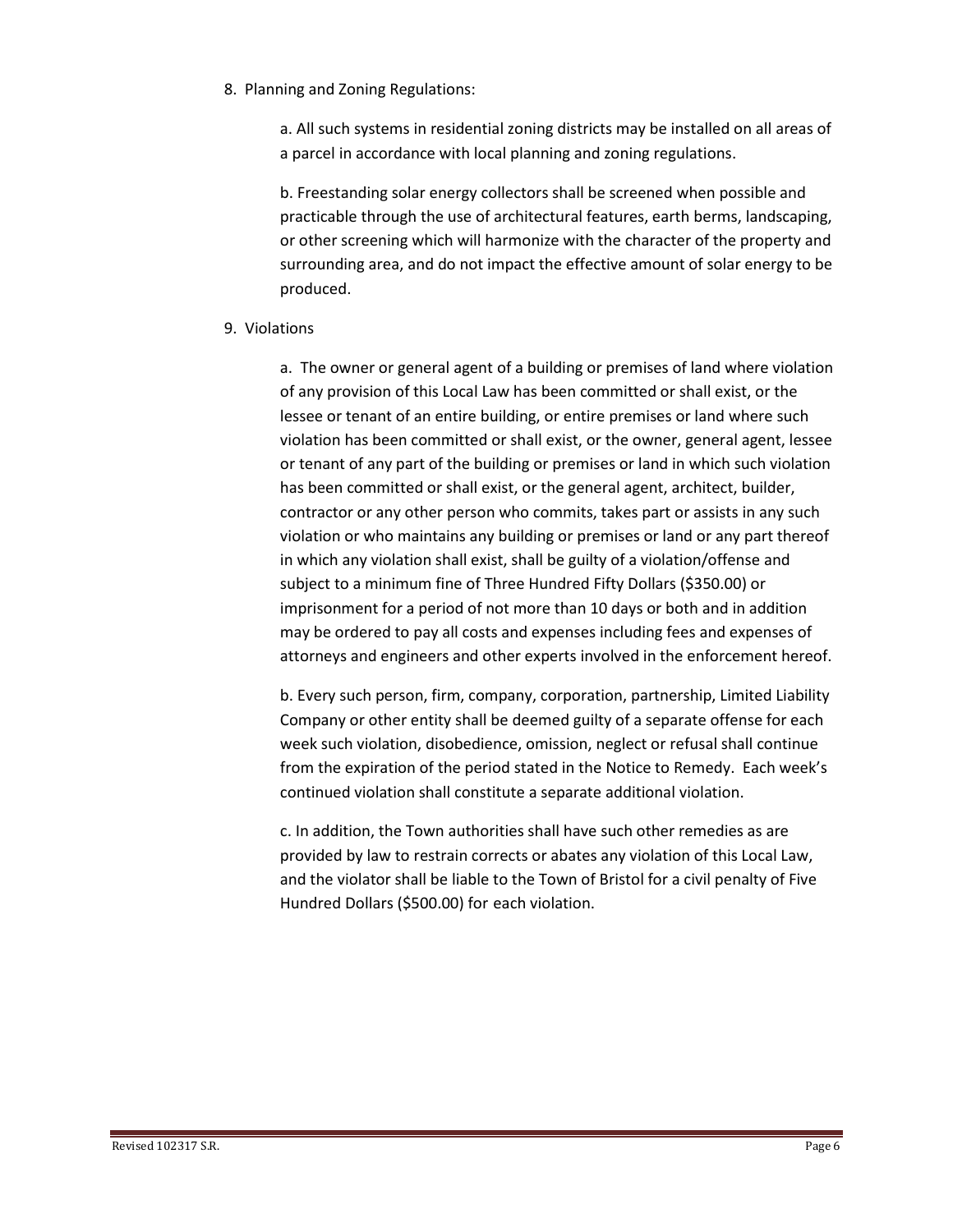8. Planning and Zoning Regulations:

    a. All such systems in residential zoning districts may be installed on all areas of a parcel in accordance with local planning and zoning regulations.

    b. Freestanding solar energy collectors shall be screened when possible and practicable through the use of architectural features, earth berms, landscaping, or other screening which will harmonize with the character of the property and surrounding area, and do not impact the effective amount of solar energy to be produced.

9. Violations

    a. The owner or general agent of a building or premises of land where violation of any provision of this Local Law has been committed or shall exist, or the lessee or tenant of an entire building, or entire premises or land where such violation has been committed or shall exist, or the owner, general agent, lessee or tenant of any part of the building or premises or land in which such violation has been committed or shall exist, or the general agent, architect, builder, contractor or any other person who commits, takes part or assists in any such violation or who maintains any building or premises or land or any part thereof in which any violation shall exist, shall be guilty of a violation/offense and subject to a minimum fine of Three Hundred Fifty Dollars ($350.00) or imprisonment for a period of not more than 10 days or both and in addition may be ordered to pay all costs and expenses including fees and expenses of attorneys and engineers and other experts involved in the enforcement hereof.

    b. Every such person, firm, company, corporation, partnership, Limited Liability Company or other entity shall be deemed guilty of a separate offense for each week such violation, disobedience, omission, neglect or refusal shall continue from the expiration of the period stated in the Notice to Remedy. Each week's continued violation shall constitute a separate additional violation.

    c. In addition, the Town authorities shall have such other remedies as are provided by law to restrain corrects or abates any violation of this Local Law, and the violator shall be liable to the Town of Bristol for a civil penalty of Five Hundred Dollars ($500.00) for each violation.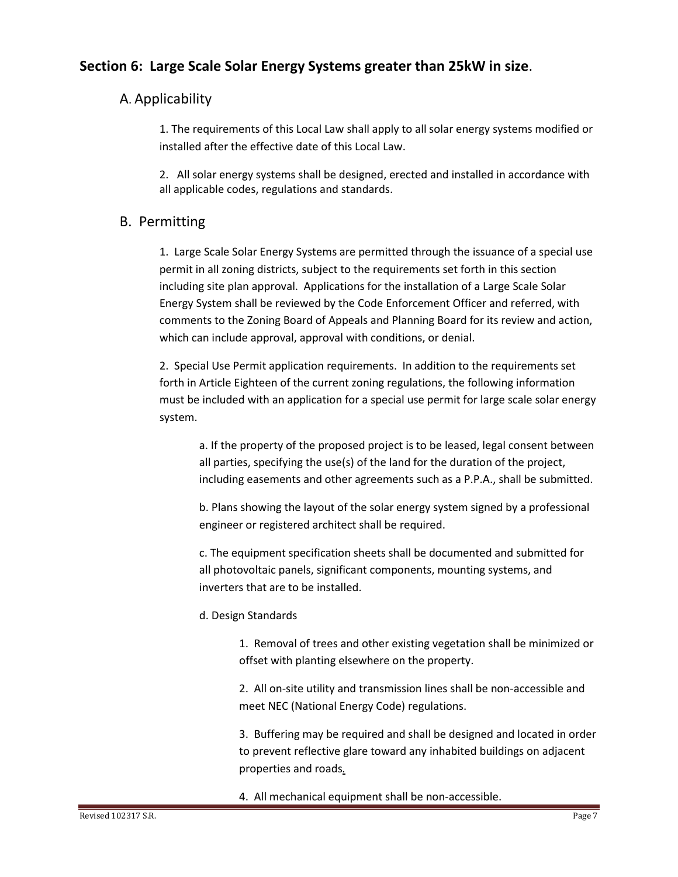## Section 6: Large Scale Solar Energy Systems greater than 25kW in size.

### A. Applicability

1. The requirements of this Local Law shall apply to all solar energy systems modified or installed after the effective date of this Local Law.

2. All solar energy systems shall be designed, erected and installed in accordance with all applicable codes, regulations and standards.

### B. Permitting

1. Large Scale Solar Energy Systems are permitted through the issuance of a special use permit in all zoning districts, subject to the requirements set forth in this section including site plan approval. Applications for the installation of a Large Scale Solar Energy System shall be reviewed by the Code Enforcement Officer and referred, with comments to the Zoning Board of Appeals and Planning Board for its review and action, which can include approval, approval with conditions, or denial.

2. Special Use Permit application requirements. In addition to the requirements set forth in Article Eighteen of the current zoning regulations, the following information must be included with an application for a special use permit for large scale solar energy system.

   a. If the property of the proposed project is to be leased, legal consent between all parties, specifying the use(s) of the land for the duration of the project, including easements and other agreements such as a P.P.A., shall be submitted.

   b. Plans showing the layout of the solar energy system signed by a professional engineer or registered architect shall be required.

   c. The equipment specification sheets shall be documented and submitted for all photovoltaic panels, significant components, mounting systems, and inverters that are to be installed.

   d. Design Standards

      1. Removal of trees and other existing vegetation shall be minimized or offset with planting elsewhere on the property.

      2. All on-site utility and transmission lines shall be non-accessible and meet NEC (National Energy Code) regulations.

      3. Buffering may be required and shall be designed and located in order to prevent reflective glare toward any inhabited buildings on adjacent properties and roads.

      4. All mechanical equipment shall be non-accessible.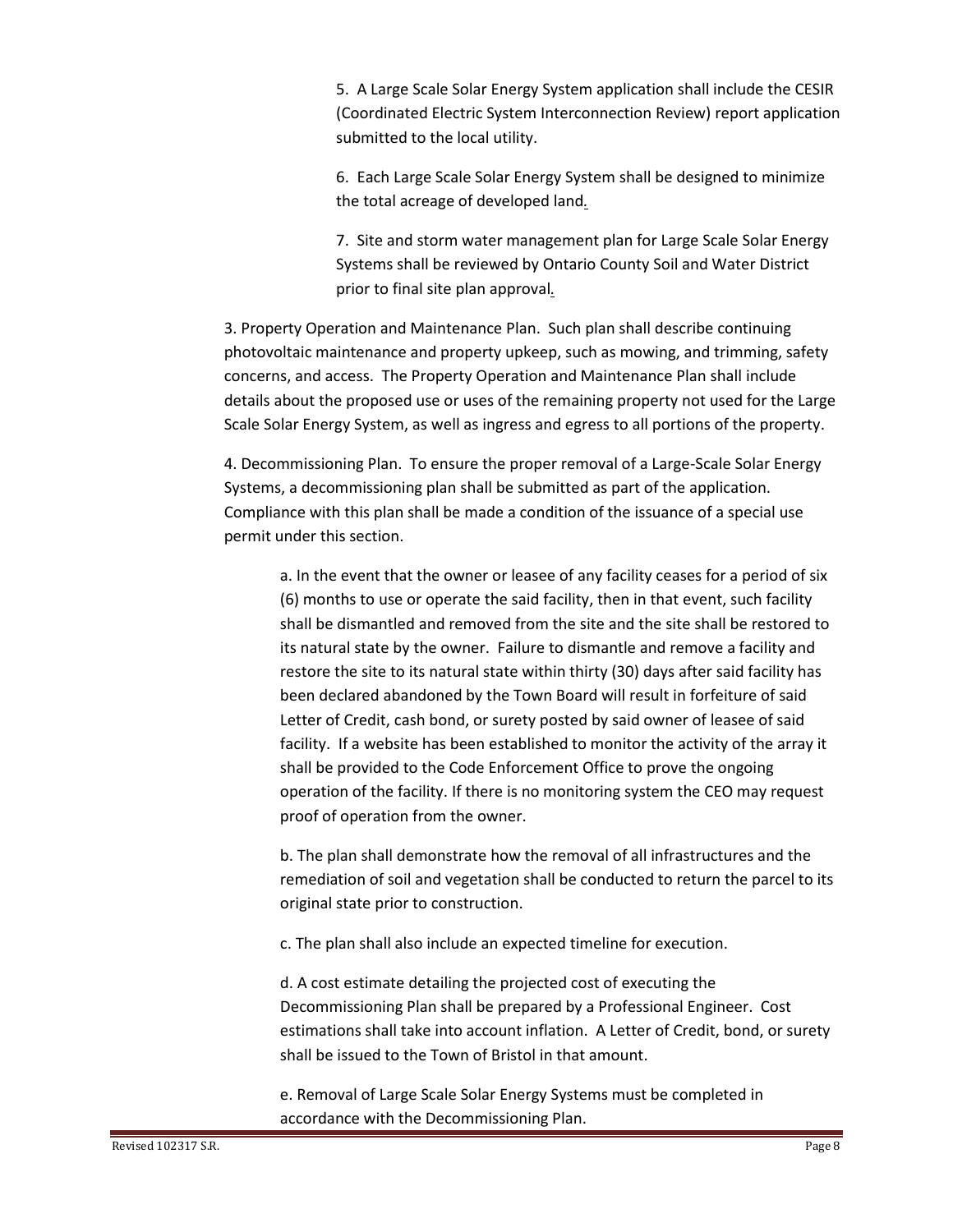5. A Large Scale Solar Energy System application shall include the CESIR (Coordinated Electric System Interconnection Review) report application submitted to the local utility.

6. Each Large Scale Solar Energy System shall be designed to minimize the total acreage of developed land.

7. Site and storm water management plan for Large Scale Solar Energy Systems shall be reviewed by Ontario County Soil and Water District prior to final site plan approval.

3. Property Operation and Maintenance Plan. Such plan shall describe continuing photovoltaic maintenance and property upkeep, such as mowing, and trimming, safety concerns, and access. The Property Operation and Maintenance Plan shall include details about the proposed use or uses of the remaining property not used for the Large Scale Solar Energy System, as well as ingress and egress to all portions of the property.

4. Decommissioning Plan. To ensure the proper removal of a Large-Scale Solar Energy Systems, a decommissioning plan shall be submitted as part of the application. Compliance with this plan shall be made a condition of the issuance of a special use permit under this section.

a. In the event that the owner or leasee of any facility ceases for a period of six (6) months to use or operate the said facility, then in that event, such facility shall be dismantled and removed from the site and the site shall be restored to its natural state by the owner. Failure to dismantle and remove a facility and restore the site to its natural state within thirty (30) days after said facility has been declared abandoned by the Town Board will result in forfeiture of said Letter of Credit, cash bond, or surety posted by said owner of leasee of said facility. If a website has been established to monitor the activity of the array it shall be provided to the Code Enforcement Office to prove the ongoing operation of the facility. If there is no monitoring system the CEO may request proof of operation from the owner.

b. The plan shall demonstrate how the removal of all infrastructures and the remediation of soil and vegetation shall be conducted to return the parcel to its original state prior to construction.

c. The plan shall also include an expected timeline for execution.

d. A cost estimate detailing the projected cost of executing the Decommissioning Plan shall be prepared by a Professional Engineer. Cost estimations shall take into account inflation. A Letter of Credit, bond, or surety shall be issued to the Town of Bristol in that amount.

e. Removal of Large Scale Solar Energy Systems must be completed in accordance with the Decommissioning Plan.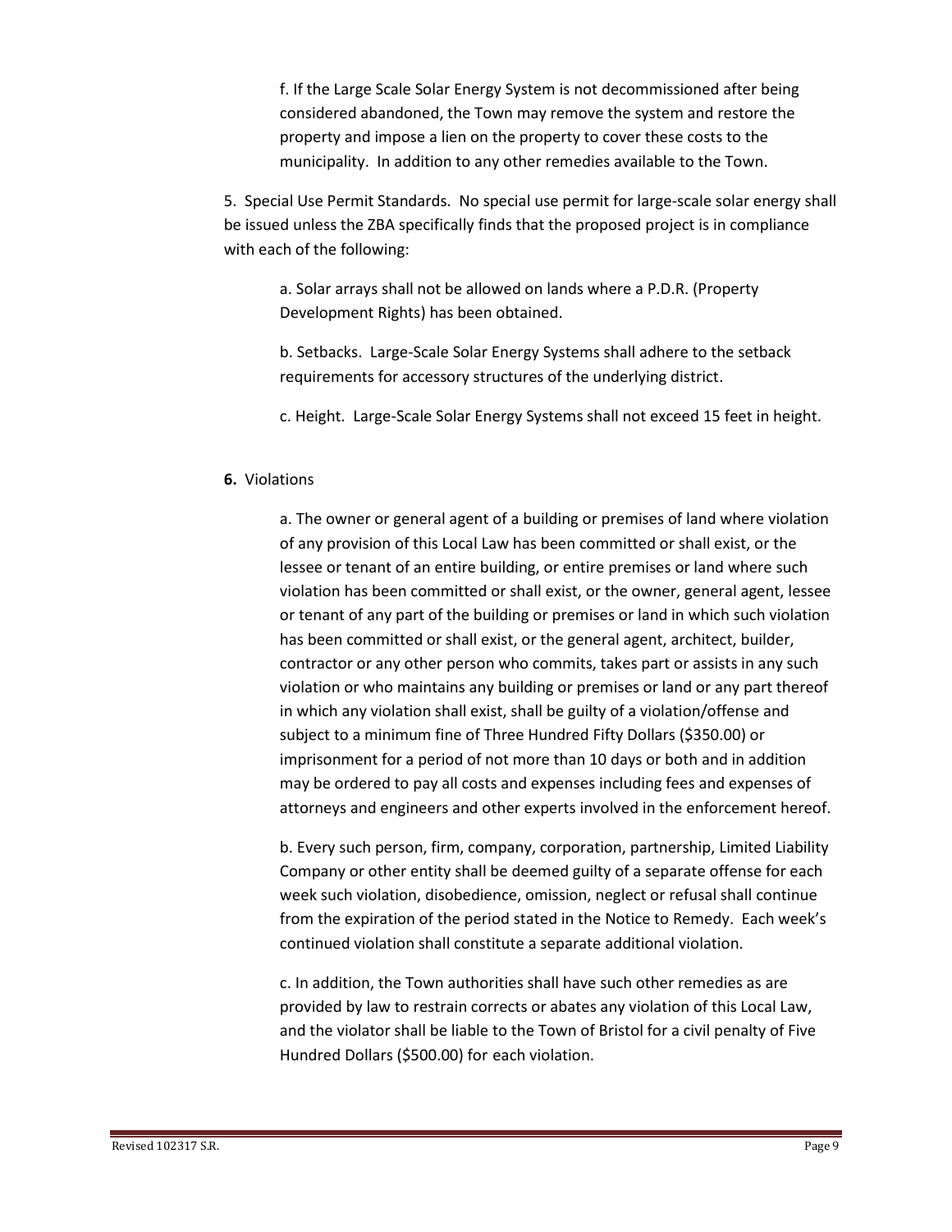f. If the Large Scale Solar Energy System is not decommissioned after being considered abandoned, the Town may remove the system and restore the property and impose a lien on the property to cover these costs to the municipality. In addition to any other remedies available to the Town.

5. Special Use Permit Standards. No special use permit for large-scale solar energy shall be issued unless the ZBA specifically finds that the proposed project is in compliance with each of the following:

a. Solar arrays shall not be allowed on lands where a P.D.R. (Property Development Rights) has been obtained.

b. Setbacks. Large-Scale Solar Energy Systems shall adhere to the setback requirements for accessory structures of the underlying district.

c. Height. Large-Scale Solar Energy Systems shall not exceed 15 feet in height.

**6.** Violations

a. The owner or general agent of a building or premises of land where violation of any provision of this Local Law has been committed or shall exist, or the lessee or tenant of an entire building, or entire premises or land where such violation has been committed or shall exist, or the owner, general agent, lessee or tenant of any part of the building or premises or land in which such violation has been committed or shall exist, or the general agent, architect, builder, contractor or any other person who commits, takes part or assists in any such violation or who maintains any building or premises or land or any part thereof in which any violation shall exist, shall be guilty of a violation/offense and subject to a minimum fine of Three Hundred Fifty Dollars ($350.00) or imprisonment for a period of not more than 10 days or both and in addition may be ordered to pay all costs and expenses including fees and expenses of attorneys and engineers and other experts involved in the enforcement hereof.

b. Every such person, firm, company, corporation, partnership, Limited Liability Company or other entity shall be deemed guilty of a separate offense for each week such violation, disobedience, omission, neglect or refusal shall continue from the expiration of the period stated in the Notice to Remedy. Each week's continued violation shall constitute a separate additional violation.

c. In addition, the Town authorities shall have such other remedies as are provided by law to restrain corrects or abates any violation of this Local Law, and the violator shall be liable to the Town of Bristol for a civil penalty of Five Hundred Dollars ($500.00) for each violation.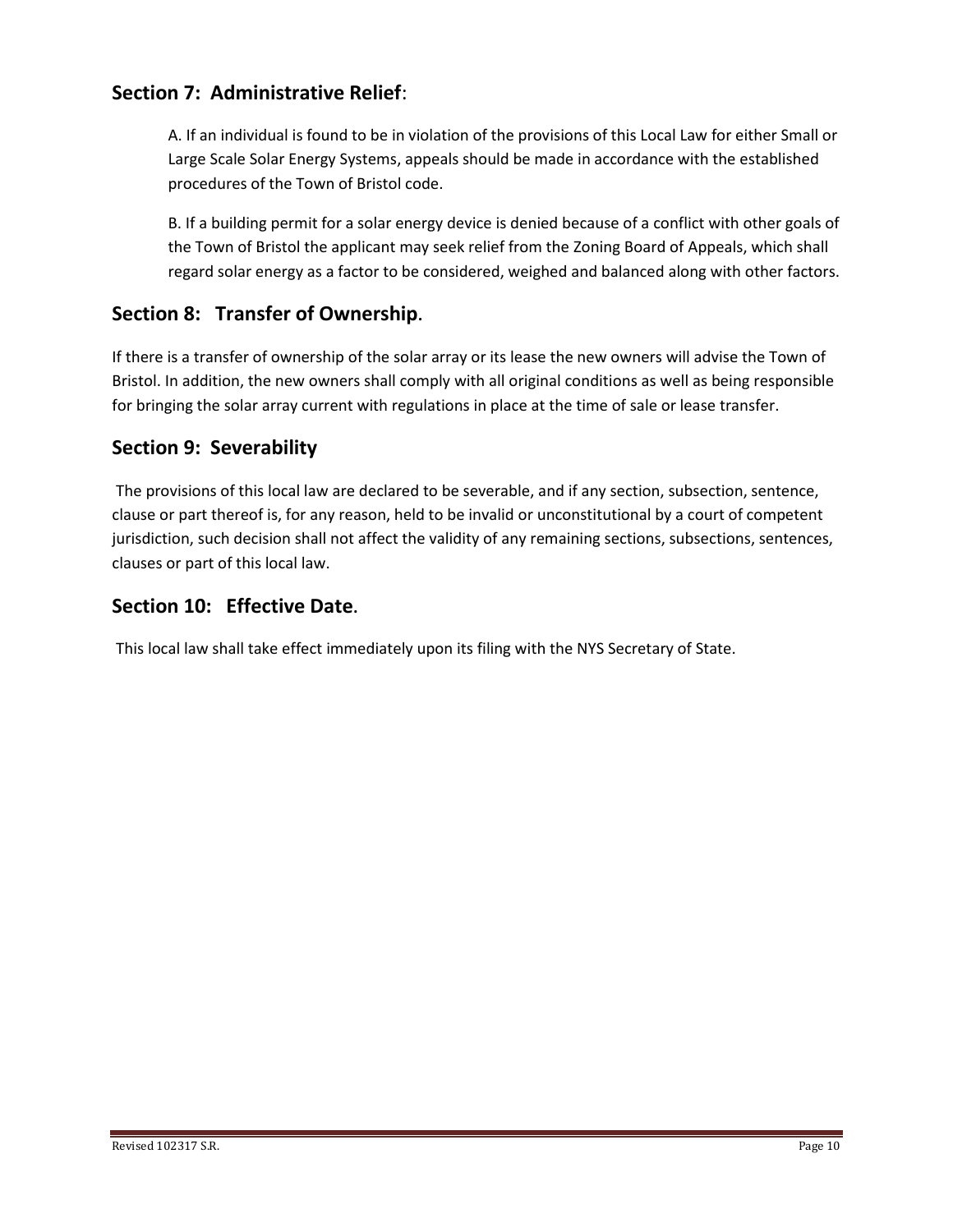## Section 7: Administrative Relief:

A. If an individual is found to be in violation of the provisions of this Local Law for either Small or Large Scale Solar Energy Systems, appeals should be made in accordance with the established procedures of the Town of Bristol code.

B. If a building permit for a solar energy device is denied because of a conflict with other goals of the Town of Bristol the applicant may seek relief from the Zoning Board of Appeals, which shall regard solar energy as a factor to be considered, weighed and balanced along with other factors.

## Section 8: Transfer of Ownership.

If there is a transfer of ownership of the solar array or its lease the new owners will advise the Town of Bristol. In addition, the new owners shall comply with all original conditions as well as being responsible for bringing the solar array current with regulations in place at the time of sale or lease transfer.

## Section 9: Severability

The provisions of this local law are declared to be severable, and if any section, subsection, sentence, clause or part thereof is, for any reason, held to be invalid or unconstitutional by a court of competent jurisdiction, such decision shall not affect the validity of any remaining sections, subsections, sentences, clauses or part of this local law.

## Section 10: Effective Date.

This local law shall take effect immediately upon its filing with the NYS Secretary of State.